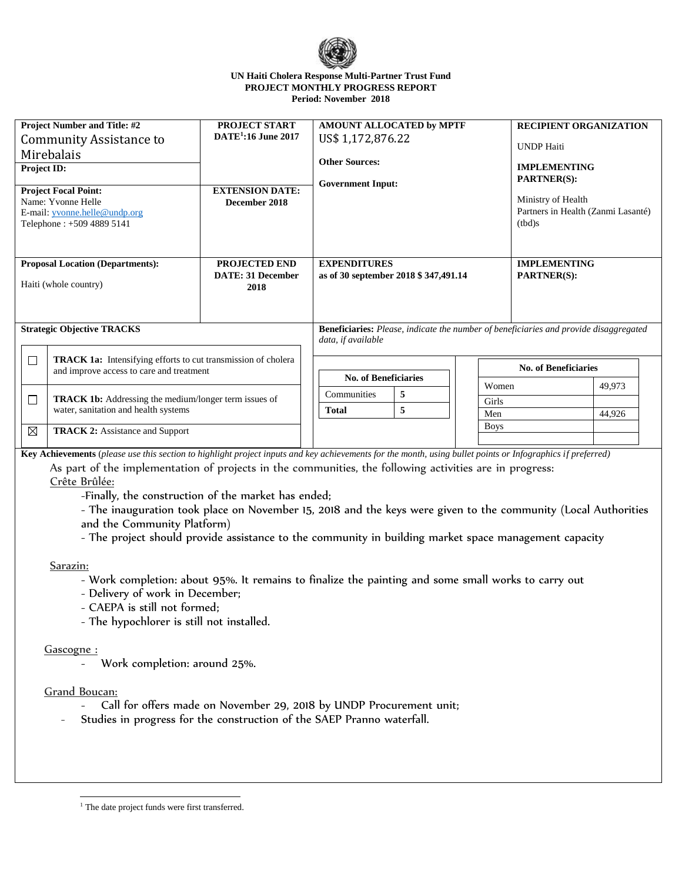**UN Haiti Cholera Response Multi-Partner Trust Fund**
**PROJECT MONTHLY PROGRESS REPORT**
**Period: November 2018**

| Project Number and Title: #2 Community Assistance to Mirebalais | PROJECT START DATE[1]: 16 June 2017 | AMOUNT ALLOCATED by MPTF | RECIPIENT ORGANIZATION |
|---|---|---|---|
| **Project ID:** | | US$ 1,172,876.22 | UNDP Haiti |
| **Project Focal Point:** Name: Yvonne Helle E-mail: yvonne.helle@undp.org Telephone : +509 4889 5141 | **EXTENSION DATE:** December 2018 | **Other Sources:** **Government Input:** | **IMPLEMENTING PARTNER(S):** Ministry of Health Partners in Health (Zanmi Lasanté) (tbd)s |
| **Proposal Location (Departments):** Haiti (whole country) | **PROJECTED END DATE: 31 December 2018** | **EXPENDITURES as of 30 september 2018 $ 347,491.14** | **IMPLEMENTING PARTNER(S):** |

**Strategic Objective TRACKS**

| | |
|---|---|
| ☐ | **TRACK 1a:** Intensifying efforts to cut transmission of cholera and improve access to care and treatment |
| ☐ | **TRACK 1b:** Addressing the medium/longer term issues of water, sanitation and health systems |
| ☒ | **TRACK 2:** Assistance and Support |

**Beneficiaries:** *Please, indicate the number of beneficiaries and provide disaggregated data, if available*

| No. of Beneficiaries | |
|---|---|
| Communities | 5 |
| **Total** | 5 |

| No. of Beneficiaries | |
|---|---|
| Women | 49,973 |
| Girls | |
| Men | 44,926 |
| Boys | |

**Key Achievements** (*please use this section to highlight project inputs and key achievements for the month, using bullet points or Infographics if preferred)*

As part of the implementation of projects in the communities, the following activities are in progress:

Crête Brûlée:

- Finally, the construction of the market has ended;
- The inauguration took place on November 15, 2018 and the keys were given to the community (Local Authorities and the Community Platform)
- The project should provide assistance to the community in building market space management capacity

Sarazin:

- Work completion: about 95%. It remains to finalize the painting and some small works to carry out
- Delivery of work in December;
- CAEPA is still not formed;
- The hypochlorer is still not installed.

Gascogne :

- Work completion: around 25%.

Grand Boucan:

- Call for offers made on November 29, 2018 by UNDP Procurement unit;
- Studies in progress for the construction of the SAEP Pranno waterfall.

[1] The date project funds were first transferred.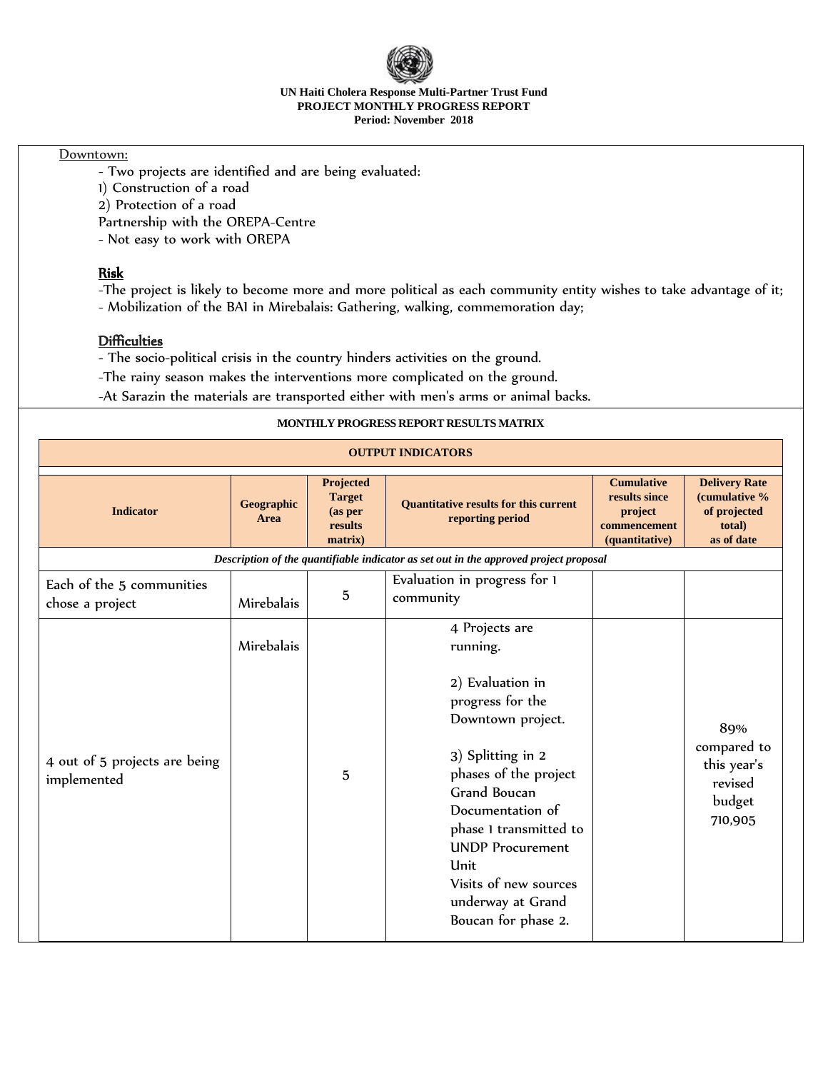UN Haiti Cholera Response Multi-Partner Trust Fund
**PROJECT MONTHLY PROGRESS REPORT**
**Period: November 2018**

Downtown:

- Two projects are identified and are being evaluated:
1) Construction of a road
2) Protection of a road
Partnership with the OREPA-Centre
- Not easy to work with OREPA

**Risk**

-The project is likely to become more and more political as each community entity wishes to take advantage of it;
- Mobilization of the BAI in Mirebalais: Gathering, walking, commemoration day;

**Difficulties**

- The socio-political crisis in the country hinders activities on the ground.
-The rainy season makes the interventions more complicated on the ground.
-At Sarazin the materials are transported either with men's arms or animal backs.

**MONTHLY PROGRESS REPORT RESULTS MATRIX**

**OUTPUT INDICATORS**

| Indicator | Geographic Area | Projected Target (as per results matrix) | Quantitative results for this current reporting period | Cumulative results since project commencement (quantitative) | Delivery Rate (cumulative % of projected total) as of date |
|---|---|---|---|---|---|
| *Description of the quantifiable indicator as set out in the approved project proposal* | | | | | |
| Each of the 5 communities chose a project | Mirebalais | 5 | Evaluation in progress for 1 community | | |
| 4 out of 5 projects are being implemented | Mirebalais | 5 | 4 Projects are running.<br><br>2) Evaluation in progress for the Downtown project.<br><br>3) Splitting in 2 phases of the project Grand Boucan Documentation of phase 1 transmitted to UNDP Procurement Unit<br>Visits of new sources underway at Grand Boucan for phase 2. | | 89% compared to this year's revised budget 710,905 |